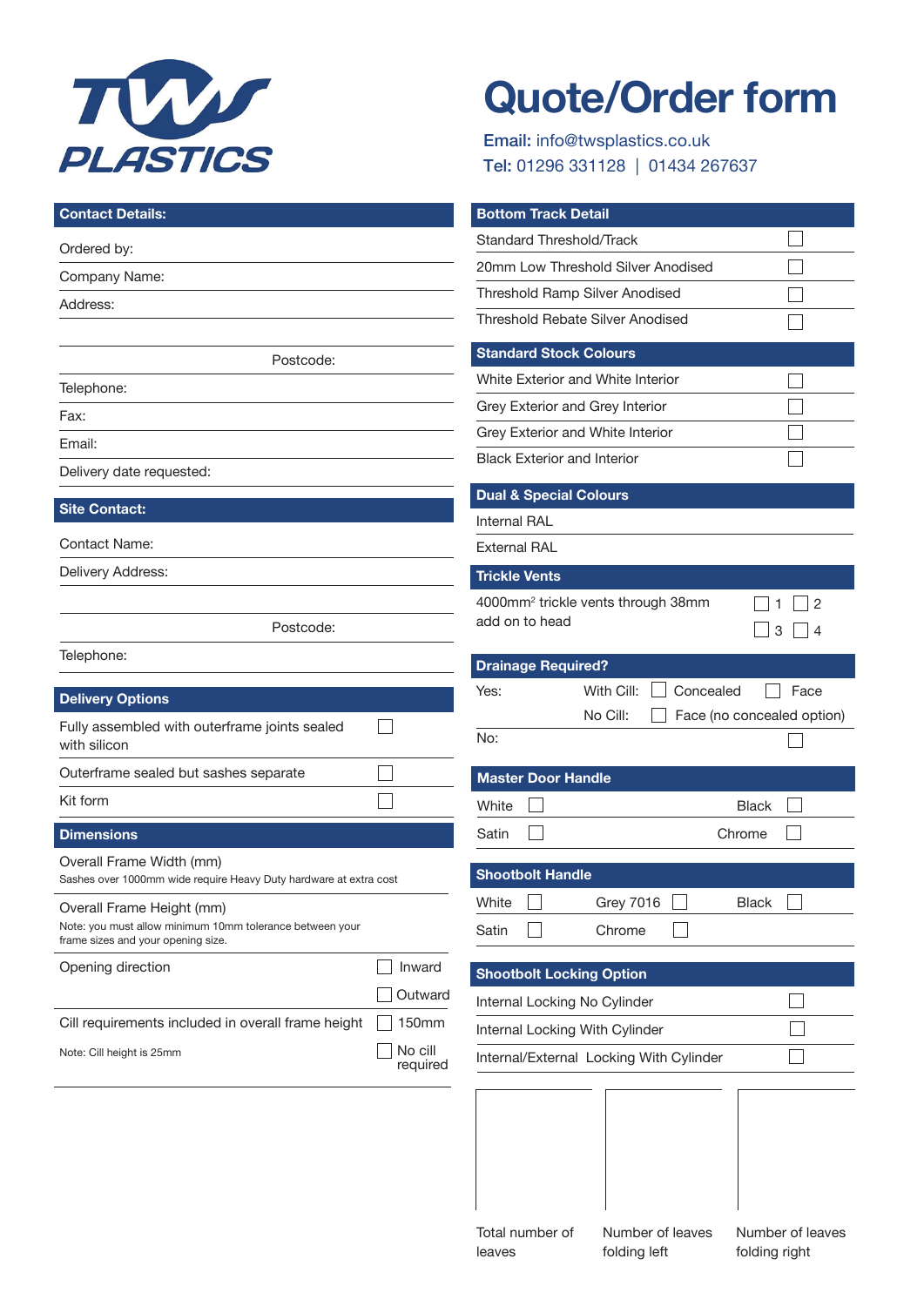# TWS PLASTICS

# Quote/Order form

**Email:** info@twsplastics.co.uk
**Tel:** 01296 331128 | 01434 267637

## Contact Details:

Ordered by:

Company Name:

Address:

Postcode:

Telephone:

Fax:

Email:

Delivery date requested:

## Site Contact:

Contact Name:

Delivery Address:

Postcode:

Telephone:

## Delivery Options

- ☐ Fully assembled with outerframe joints sealed with silicon
- ☐ Outerframe sealed but sashes separate
- ☐ Kit form

## Dimensions

Overall Frame Width (mm)
Sashes over 1000mm wide require Heavy Duty hardware at extra cost

Overall Frame Height (mm)
Note: you must allow minimum 10mm tolerance between your frame sizes and your opening size.

Opening direction: ☐ Inward ☐ Outward

Cill requirements included in overall frame height: ☐ 150mm ☐ No cill required
Note: Cill height is 25mm

## Bottom Track Detail

- ☐ Standard Threshold/Track
- ☐ 20mm Low Threshold Silver Anodised
- ☐ Threshold Ramp Silver Anodised
- ☐ Threshold Rebate Silver Anodised

## Standard Stock Colours

- ☐ White Exterior and White Interior
- ☐ Grey Exterior and Grey Interior
- ☐ Grey Exterior and White Interior
- ☐ Black Exterior and Interior

## Dual & Special Colours

Internal RAL

External RAL

## Trickle Vents

4000mm$^2$ trickle vents through 38mm add on to head: ☐ 1 ☐ 2 ☐ 3 ☐ 4

## Drainage Required?

Yes: With Cill: ☐ Concealed ☐ Face
No Cill: ☐ Face (no concealed option)

No: ☐

## Master Door Handle

☐ White ☐ Black ☐ Satin ☐ Chrome

## Shootbolt Handle

☐ White ☐ Grey 7016 ☐ Black ☐ Satin ☐ Chrome

## Shootbolt Locking Option

- ☐ Internal Locking No Cylinder
- ☐ Internal Locking With Cylinder
- ☐ Internal/External Locking With Cylinder

| Total number of leaves | Number of leaves folding left | Number of leaves folding right |
|---|---|---|
| | | |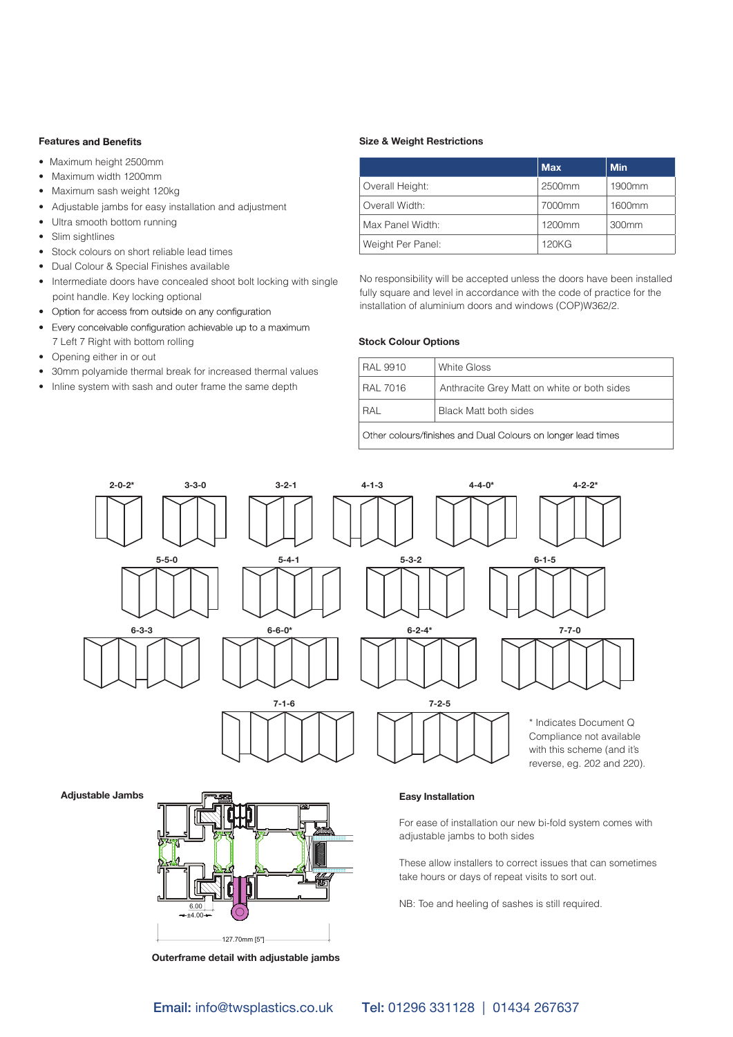### Features and Benefits

- Maximum height 2500mm
- Maximum width 1200mm
- Maximum sash weight 120kg
- Adjustable jambs for easy installation and adjustment
- Ultra smooth bottom running
- Slim sightlines
- Stock colours on short reliable lead times
- Dual Colour & Special Finishes available
- Intermediate doors have concealed shoot bolt locking with single point handle. Key locking optional
- Option for access from outside on any configuration
- Every conceivable configuration achievable up to a maximum 7 Left 7 Right with bottom rolling
- Opening either in or out
- 30mm polyamide thermal break for increased thermal values
- Inline system with sash and outer frame the same depth

### Size & Weight Restrictions

| | Max | Min |
|---|---|---|
| Overall Height: | 2500mm | 1900mm |
| Overall Width: | 7000mm | 1600mm |
| Max Panel Width: | 1200mm | 300mm |
| Weight Per Panel: | 120KG | |

No responsibility will be accepted unless the doors have been installed fully square and level in accordance with the code of practice for the installation of aluminium doors and windows (COP)W362/2.

### Stock Colour Options

| | |
|---|---|
| RAL 9910 | White Gloss |
| RAL 7016 | Anthracite Grey Matt on white or both sides |
| RAL | Black Matt both sides |
| Other colours/finishes and Dual Colours on longer lead times | |

2-0-2* 3-3-0 3-2-1 4-1-3 4-4-0* 4-2-2*

5-5-0 5-4-1 5-3-2 6-1-5

6-3-3 6-6-0* 6-2-4* 7-7-0

7-1-6 7-2-5

\* Indicates Document Q Compliance not available with this scheme (and it's reverse, eg. 202 and 220).

### Adjustable Jambs

6.00
±4.00
127.70mm [5"]

**Outerframe detail with adjustable jambs**

### Easy Installation

For ease of installation our new bi-fold system comes with adjustable jambs to both sides

These allow installers to correct issues that can sometimes take hours or days of repeat visits to sort out.

NB: Toe and heeling of sashes is still required.

**Email:** info@twsplastics.co.uk **Tel:** 01296 331128 | 01434 267637